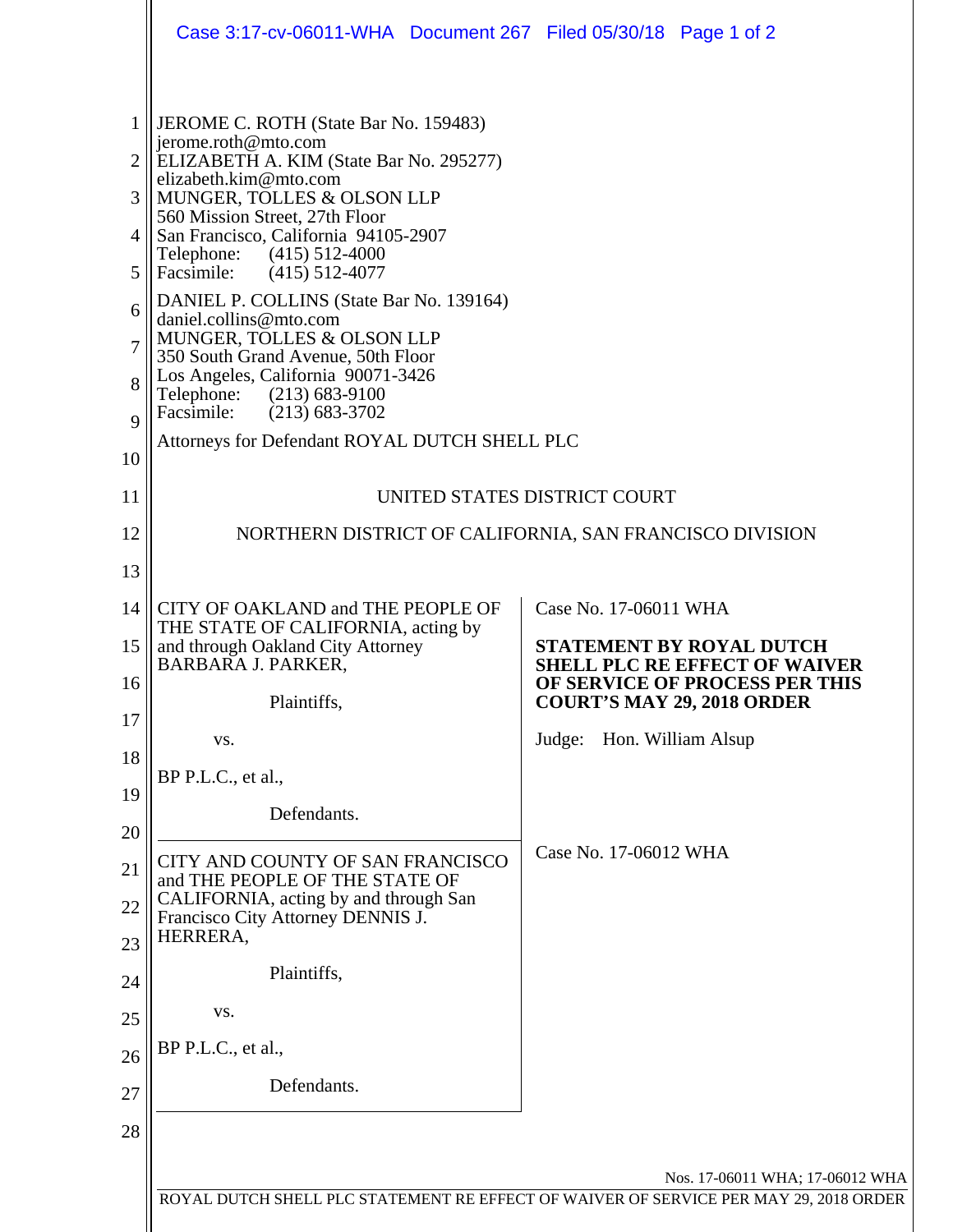JEROME C. ROTH (State Bar No. 159483)
jerome.roth@mto.com
ELIZABETH A. KIM (State Bar No. 295277)
elizabeth.kim@mto.com
MUNGER, TOLLES & OLSON LLP
560 Mission Street, 27th Floor
San Francisco, California 94105-2907
Telephone: (415) 512-4000
Facsimile: (415) 512-4077

DANIEL P. COLLINS (State Bar No. 139164)
daniel.collins@mto.com
MUNGER, TOLLES & OLSON LLP
350 South Grand Avenue, 50th Floor
Los Angeles, California 90071-3426
Telephone: (213) 683-9100
Facsimile: (213) 683-3702

Attorneys for Defendant ROYAL DUTCH SHELL PLC

UNITED STATES DISTRICT COURT

NORTHERN DISTRICT OF CALIFORNIA, SAN FRANCISCO DIVISION

| | |
|---|---|
| CITY OF OAKLAND and THE PEOPLE OF THE STATE OF CALIFORNIA, acting by and through Oakland City Attorney BARBARA J. PARKER,<br><br>Plaintiffs,<br><br>vs.<br><br>BP P.L.C., et al.,<br><br>Defendants. | Case No. 17-06011 WHA<br><br>**STATEMENT BY ROYAL DUTCH SHELL PLC RE EFFECT OF WAIVER OF SERVICE OF PROCESS PER THIS COURT'S MAY 29, 2018 ORDER**<br><br>Judge: Hon. William Alsup |
| CITY AND COUNTY OF SAN FRANCISCO and THE PEOPLE OF THE STATE OF CALIFORNIA, acting by and through San Francisco City Attorney DENNIS J. HERRERA,<br><br>Plaintiffs,<br><br>vs.<br><br>BP P.L.C., et al.,<br><br>Defendants. | Case No. 17-06012 WHA |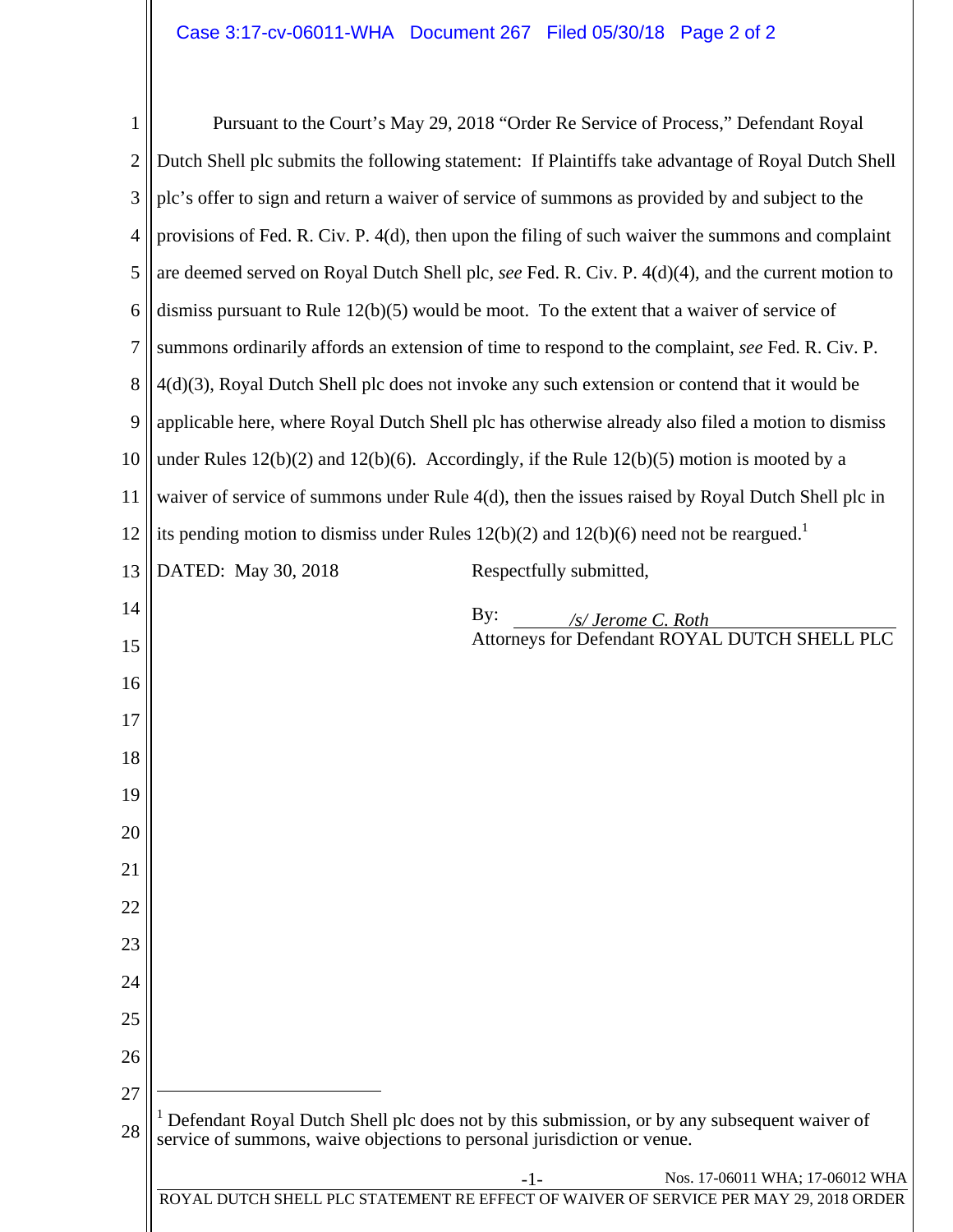Pursuant to the Court's May 29, 2018 "Order Re Service of Process," Defendant Royal Dutch Shell plc submits the following statement: If Plaintiffs take advantage of Royal Dutch Shell plc's offer to sign and return a waiver of service of summons as provided by and subject to the provisions of Fed. R. Civ. P. 4(d), then upon the filing of such waiver the summons and complaint are deemed served on Royal Dutch Shell plc, *see* Fed. R. Civ. P. 4(d)(4), and the current motion to dismiss pursuant to Rule 12(b)(5) would be moot. To the extent that a waiver of service of summons ordinarily affords an extension of time to respond to the complaint, *see* Fed. R. Civ. P. 4(d)(3), Royal Dutch Shell plc does not invoke any such extension or contend that it would be applicable here, where Royal Dutch Shell plc has otherwise already also filed a motion to dismiss under Rules 12(b)(2) and 12(b)(6). Accordingly, if the Rule 12(b)(5) motion is mooted by a waiver of service of summons under Rule 4(d), then the issues raised by Royal Dutch Shell plc in its pending motion to dismiss under Rules 12(b)(2) and 12(b)(6) need not be reargued.[1]

DATED: May 30, 2018

Respectfully submitted,

By: */s/ Jerome C. Roth*
Attorneys for Defendant ROYAL DUTCH SHELL PLC

[1] Defendant Royal Dutch Shell plc does not by this submission, or by any subsequent waiver of service of summons, waive objections to personal jurisdiction or venue.

Nos. 17-06011 WHA; 17-06012 WHA

ROYAL DUTCH SHELL PLC STATEMENT RE EFFECT OF WAIVER OF SERVICE PER MAY 29, 2018 ORDER